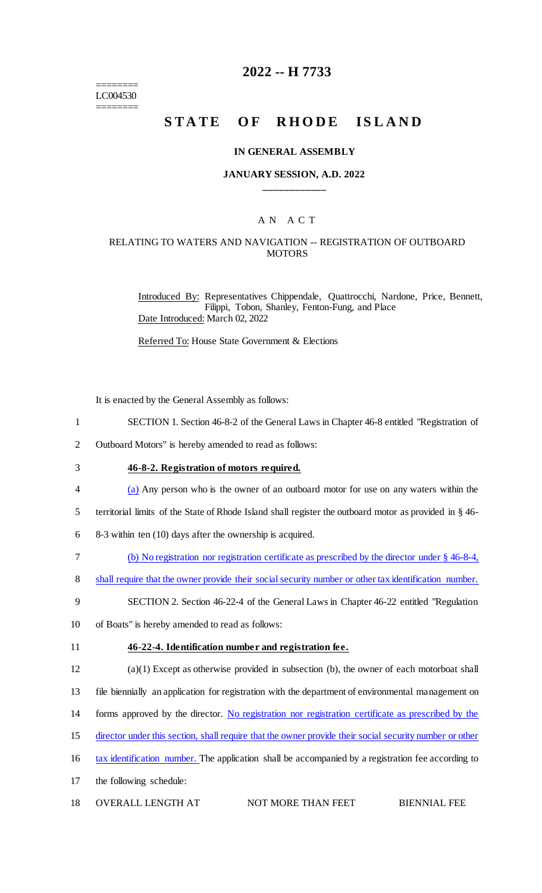========
LC004530
========

# 2022 -- H 7733

# STATE OF RHODE ISLAND

### IN GENERAL ASSEMBLY

### JANUARY SESSION, A.D. 2022

## A N A C T

### RELATING TO WATERS AND NAVIGATION -- REGISTRATION OF OUTBOARD MOTORS

Introduced By: Representatives Chippendale, Quattrocchi, Nardone, Price, Bennett, Filippi, Tobon, Shanley, Fenton-Fung, and Place
Date Introduced: March 02, 2022

Referred To: House State Government & Elections

It is enacted by the General Assembly as follows:

1 SECTION 1. Section 46-8-2 of the General Laws in Chapter 46-8 entitled "Registration of
2 Outboard Motors" is hereby amended to read as follows:

3 **46-8-2. Registration of motors required.**

4 (a) Any person who is the owner of an outboard motor for use on any waters within the
5 territorial limits of the State of Rhode Island shall register the outboard motor as provided in § 46-
6 8-3 within ten (10) days after the ownership is acquired.

7 (b) No registration nor registration certificate as prescribed by the director under § 46-8-4,
8 shall require that the owner provide their social security number or other tax identification number.

9 SECTION 2. Section 46-22-4 of the General Laws in Chapter 46-22 entitled "Regulation
10 of Boats" is hereby amended to read as follows:

11 **46-22-4. Identification number and registration fee.**

12 (a)(1) Except as otherwise provided in subsection (b), the owner of each motorboat shall
13 file biennially an application for registration with the department of environmental management on
14 forms approved by the director. No registration nor registration certificate as prescribed by the
15 director under this section, shall require that the owner provide their social security number or other
16 tax identification number. The application shall be accompanied by a registration fee according to
17 the following schedule:

18 OVERALL LENGTH AT NOT MORE THAN FEET BIENNIAL FEE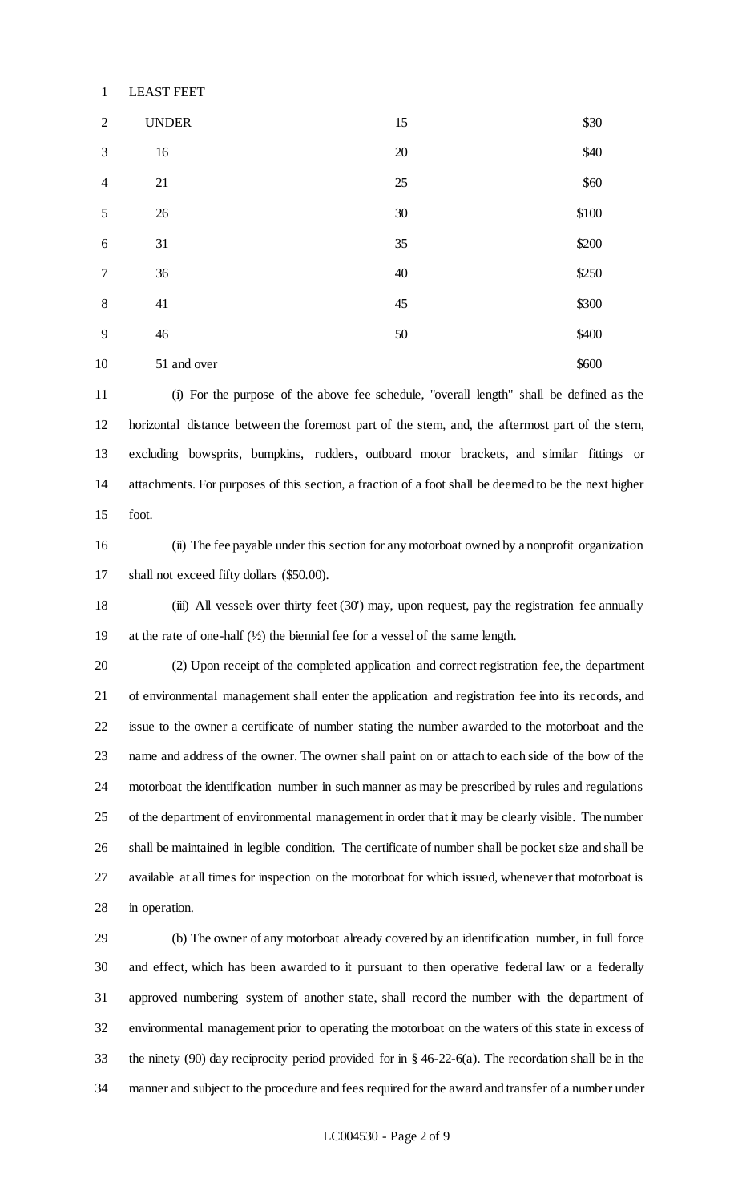LEAST FEET

| | | |
|---|---|---|
| UNDER | 15 | $30 |
| 16 | 20 | $40 |
| 21 | 25 | $60 |
| 26 | 30 | $100 |
| 31 | 35 | $200 |
| 36 | 40 | $250 |
| 41 | 45 | $300 |
| 46 | 50 | $400 |
| 51 and over | | $600 |

(i) For the purpose of the above fee schedule, "overall length" shall be defined as the horizontal distance between the foremost part of the stem, and, the aftermost part of the stern, excluding bowsprits, bumpkins, rudders, outboard motor brackets, and similar fittings or attachments. For purposes of this section, a fraction of a foot shall be deemed to be the next higher foot.

(ii) The fee payable under this section for any motorboat owned by a nonprofit organization shall not exceed fifty dollars ($50.00).

(iii) All vessels over thirty feet (30') may, upon request, pay the registration fee annually at the rate of one-half (½) the biennial fee for a vessel of the same length.

(2) Upon receipt of the completed application and correct registration fee, the department of environmental management shall enter the application and registration fee into its records, and issue to the owner a certificate of number stating the number awarded to the motorboat and the name and address of the owner. The owner shall paint on or attach to each side of the bow of the motorboat the identification number in such manner as may be prescribed by rules and regulations of the department of environmental management in order that it may be clearly visible. The number shall be maintained in legible condition. The certificate of number shall be pocket size and shall be available at all times for inspection on the motorboat for which issued, whenever that motorboat is in operation.

(b) The owner of any motorboat already covered by an identification number, in full force and effect, which has been awarded to it pursuant to then operative federal law or a federally approved numbering system of another state, shall record the number with the department of environmental management prior to operating the motorboat on the waters of this state in excess of the ninety (90) day reciprocity period provided for in § 46-22-6(a). The recordation shall be in the manner and subject to the procedure and fees required for the award and transfer of a number under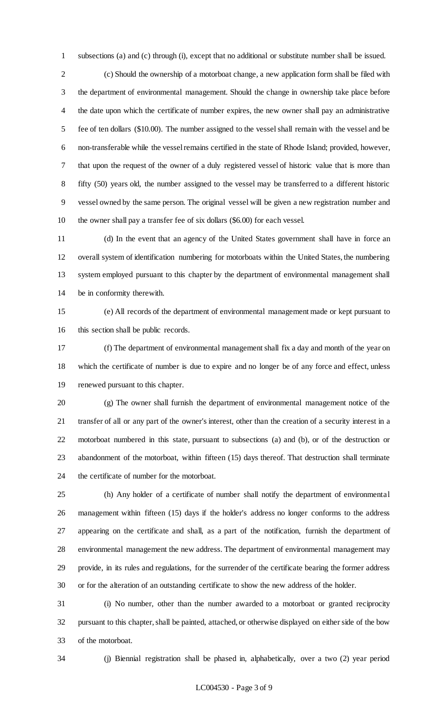subsections (a) and (c) through (i), except that no additional or substitute number shall be issued.

(c) Should the ownership of a motorboat change, a new application form shall be filed with the department of environmental management. Should the change in ownership take place before the date upon which the certificate of number expires, the new owner shall pay an administrative fee of ten dollars ($10.00). The number assigned to the vessel shall remain with the vessel and be non-transferable while the vessel remains certified in the state of Rhode Island; provided, however, that upon the request of the owner of a duly registered vessel of historic value that is more than fifty (50) years old, the number assigned to the vessel may be transferred to a different historic vessel owned by the same person. The original vessel will be given a new registration number and the owner shall pay a transfer fee of six dollars ($6.00) for each vessel.

(d) In the event that an agency of the United States government shall have in force an overall system of identification numbering for motorboats within the United States, the numbering system employed pursuant to this chapter by the department of environmental management shall be in conformity therewith.

(e) All records of the department of environmental management made or kept pursuant to this section shall be public records.

(f) The department of environmental management shall fix a day and month of the year on which the certificate of number is due to expire and no longer be of any force and effect, unless renewed pursuant to this chapter.

(g) The owner shall furnish the department of environmental management notice of the transfer of all or any part of the owner's interest, other than the creation of a security interest in a motorboat numbered in this state, pursuant to subsections (a) and (b), or of the destruction or abandonment of the motorboat, within fifteen (15) days thereof. That destruction shall terminate the certificate of number for the motorboat.

(h) Any holder of a certificate of number shall notify the department of environmental management within fifteen (15) days if the holder's address no longer conforms to the address appearing on the certificate and shall, as a part of the notification, furnish the department of environmental management the new address. The department of environmental management may provide, in its rules and regulations, for the surrender of the certificate bearing the former address or for the alteration of an outstanding certificate to show the new address of the holder.

(i) No number, other than the number awarded to a motorboat or granted reciprocity pursuant to this chapter, shall be painted, attached, or otherwise displayed on either side of the bow of the motorboat.

(j) Biennial registration shall be phased in, alphabetically, over a two (2) year period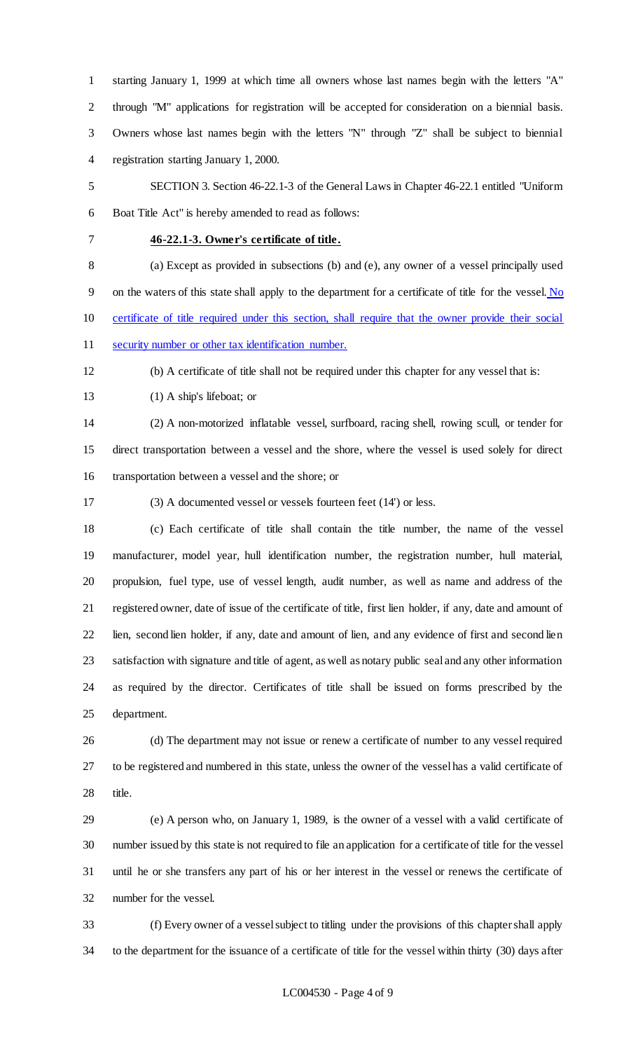starting January 1, 1999 at which time all owners whose last names begin with the letters "A" through "M" applications for registration will be accepted for consideration on a biennial basis. Owners whose last names begin with the letters "N" through "Z" shall be subject to biennial registration starting January 1, 2000.

SECTION 3. Section 46-22.1-3 of the General Laws in Chapter 46-22.1 entitled "Uniform Boat Title Act" is hereby amended to read as follows:

**46-22.1-3. Owner's certificate of title.**

(a) Except as provided in subsections (b) and (e), any owner of a vessel principally used on the waters of this state shall apply to the department for a certificate of title for the vessel. No certificate of title required under this section, shall require that the owner provide their social security number or other tax identification number.

(b) A certificate of title shall not be required under this chapter for any vessel that is:

(1) A ship's lifeboat; or

(2) A non-motorized inflatable vessel, surfboard, racing shell, rowing scull, or tender for direct transportation between a vessel and the shore, where the vessel is used solely for direct transportation between a vessel and the shore; or

(3) A documented vessel or vessels fourteen feet (14') or less.

(c) Each certificate of title shall contain the title number, the name of the vessel manufacturer, model year, hull identification number, the registration number, hull material, propulsion, fuel type, use of vessel length, audit number, as well as name and address of the registered owner, date of issue of the certificate of title, first lien holder, if any, date and amount of lien, second lien holder, if any, date and amount of lien, and any evidence of first and second lien satisfaction with signature and title of agent, as well as notary public seal and any other information as required by the director. Certificates of title shall be issued on forms prescribed by the department.

(d) The department may not issue or renew a certificate of number to any vessel required to be registered and numbered in this state, unless the owner of the vessel has a valid certificate of title.

(e) A person who, on January 1, 1989, is the owner of a vessel with a valid certificate of number issued by this state is not required to file an application for a certificate of title for the vessel until he or she transfers any part of his or her interest in the vessel or renews the certificate of number for the vessel.

(f) Every owner of a vessel subject to titling under the provisions of this chapter shall apply to the department for the issuance of a certificate of title for the vessel within thirty (30) days after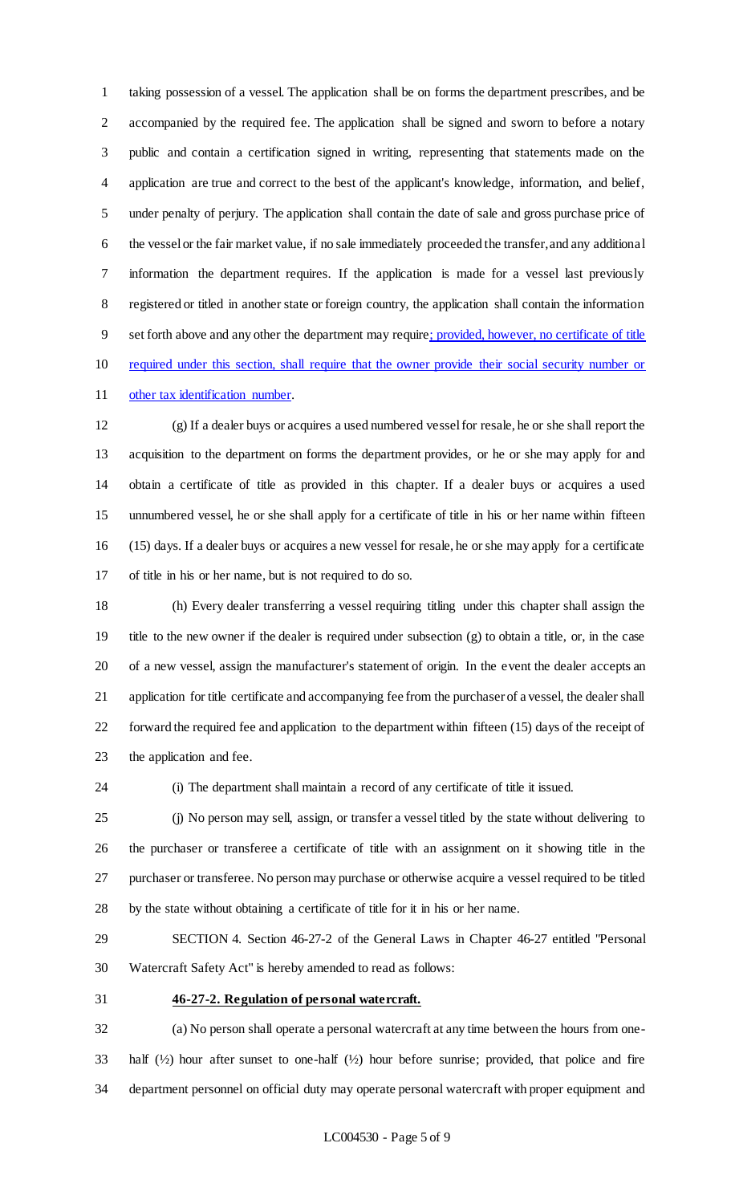taking possession of a vessel. The application shall be on forms the department prescribes, and be accompanied by the required fee. The application shall be signed and sworn to before a notary public and contain a certification signed in writing, representing that statements made on the application are true and correct to the best of the applicant's knowledge, information, and belief, under penalty of perjury. The application shall contain the date of sale and gross purchase price of the vessel or the fair market value, if no sale immediately proceeded the transfer, and any additional information the department requires. If the application is made for a vessel last previously registered or titled in another state or foreign country, the application shall contain the information set forth above and any other the department may require<u>; provided, however, no certificate of title required under this section, shall require that the owner provide their social security number or other tax identification number</u>.

(g) If a dealer buys or acquires a used numbered vessel for resale, he or she shall report the acquisition to the department on forms the department provides, or he or she may apply for and obtain a certificate of title as provided in this chapter. If a dealer buys or acquires a used unnumbered vessel, he or she shall apply for a certificate of title in his or her name within fifteen (15) days. If a dealer buys or acquires a new vessel for resale, he or she may apply for a certificate of title in his or her name, but is not required to do so.

(h) Every dealer transferring a vessel requiring titling under this chapter shall assign the title to the new owner if the dealer is required under subsection (g) to obtain a title, or, in the case of a new vessel, assign the manufacturer's statement of origin. In the event the dealer accepts an application for title certificate and accompanying fee from the purchaser of a vessel, the dealer shall forward the required fee and application to the department within fifteen (15) days of the receipt of the application and fee.

(i) The department shall maintain a record of any certificate of title it issued.

(j) No person may sell, assign, or transfer a vessel titled by the state without delivering to the purchaser or transferee a certificate of title with an assignment on it showing title in the purchaser or transferee. No person may purchase or otherwise acquire a vessel required to be titled by the state without obtaining a certificate of title for it in his or her name.

SECTION 4. Section 46-27-2 of the General Laws in Chapter 46-27 entitled "Personal Watercraft Safety Act" is hereby amended to read as follows:

**46-27-2. Regulation of personal watercraft.**

(a) No person shall operate a personal watercraft at any time between the hours from one-half (½) hour after sunset to one-half (½) hour before sunrise; provided, that police and fire department personnel on official duty may operate personal watercraft with proper equipment and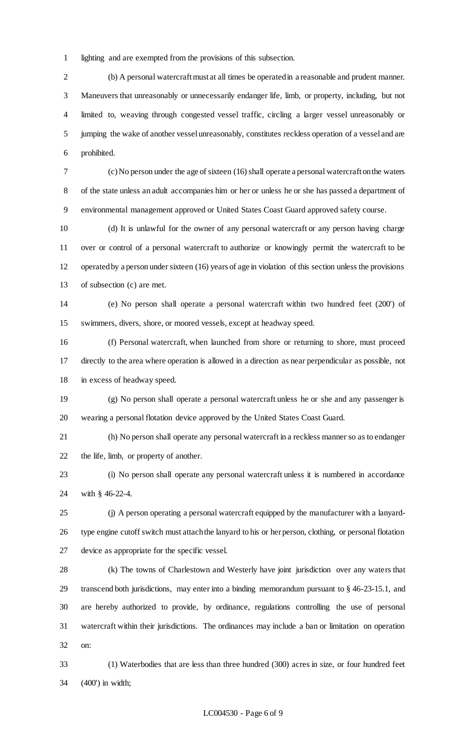lighting and are exempted from the provisions of this subsection.

(b) A personal watercraft must at all times be operated in a reasonable and prudent manner. Maneuvers that unreasonably or unnecessarily endanger life, limb, or property, including, but not limited to, weaving through congested vessel traffic, circling a larger vessel unreasonably or jumping the wake of another vessel unreasonably, constitutes reckless operation of a vessel and are prohibited.

(c) No person under the age of sixteen (16) shall operate a personal watercraft on the waters of the state unless an adult accompanies him or her or unless he or she has passed a department of environmental management approved or United States Coast Guard approved safety course.

(d) It is unlawful for the owner of any personal watercraft or any person having charge over or control of a personal watercraft to authorize or knowingly permit the watercraft to be operated by a person under sixteen (16) years of age in violation of this section unless the provisions of subsection (c) are met.

(e) No person shall operate a personal watercraft within two hundred feet (200') of swimmers, divers, shore, or moored vessels, except at headway speed.

(f) Personal watercraft, when launched from shore or returning to shore, must proceed directly to the area where operation is allowed in a direction as near perpendicular as possible, not in excess of headway speed.

(g) No person shall operate a personal watercraft unless he or she and any passenger is wearing a personal flotation device approved by the United States Coast Guard.

(h) No person shall operate any personal watercraft in a reckless manner so as to endanger the life, limb, or property of another.

(i) No person shall operate any personal watercraft unless it is numbered in accordance with § 46-22-4.

(j) A person operating a personal watercraft equipped by the manufacturer with a lanyard-type engine cutoff switch must attach the lanyard to his or her person, clothing, or personal flotation device as appropriate for the specific vessel.

(k) The towns of Charlestown and Westerly have joint jurisdiction over any waters that transcend both jurisdictions, may enter into a binding memorandum pursuant to § 46-23-15.1, and are hereby authorized to provide, by ordinance, regulations controlling the use of personal watercraft within their jurisdictions. The ordinances may include a ban or limitation on operation on:

(1) Waterbodies that are less than three hundred (300) acres in size, or four hundred feet (400') in width;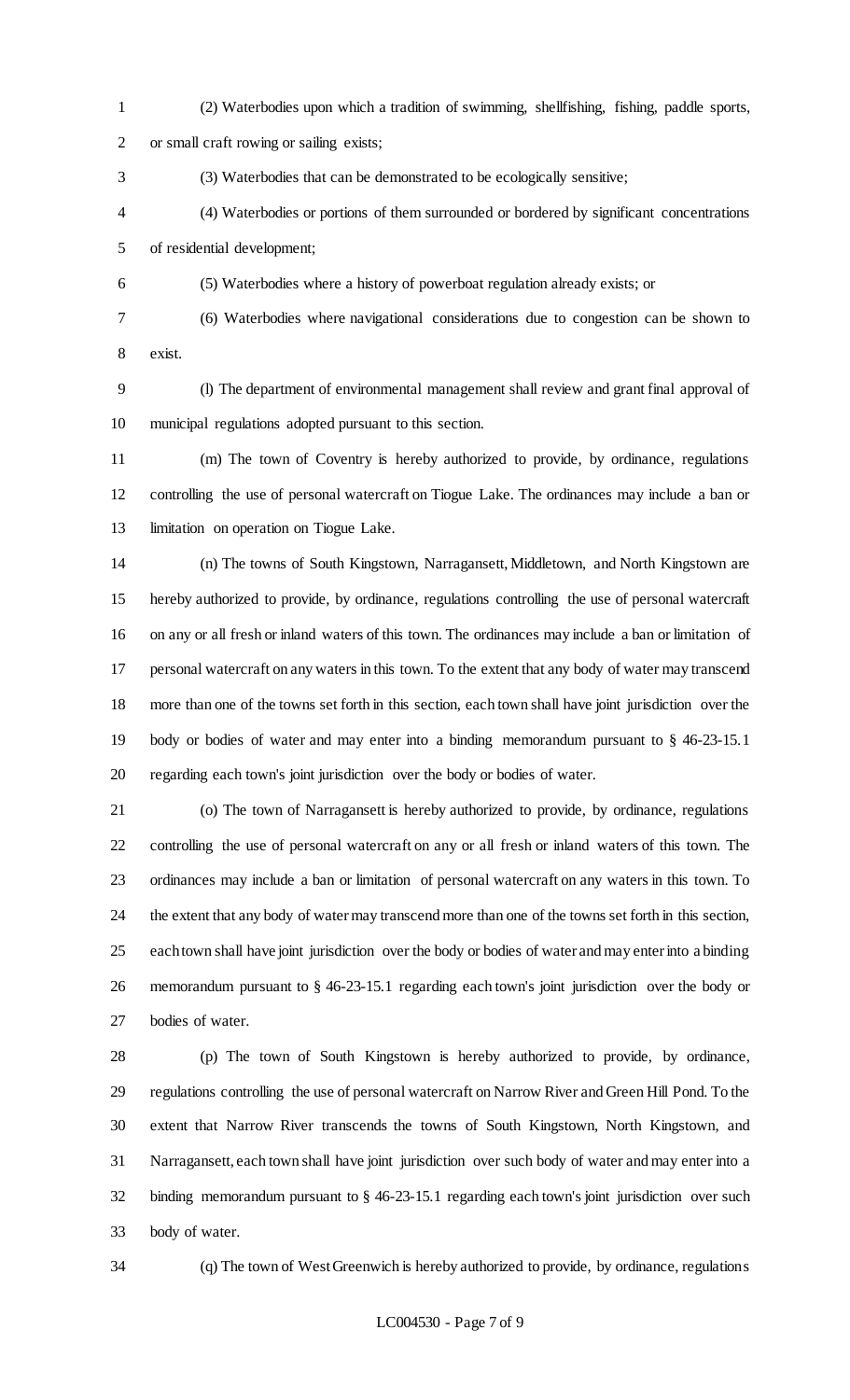(2) Waterbodies upon which a tradition of swimming, shellfishing, fishing, paddle sports, or small craft rowing or sailing exists;

(3) Waterbodies that can be demonstrated to be ecologically sensitive;

(4) Waterbodies or portions of them surrounded or bordered by significant concentrations of residential development;

(5) Waterbodies where a history of powerboat regulation already exists; or

(6) Waterbodies where navigational considerations due to congestion can be shown to exist.

(l) The department of environmental management shall review and grant final approval of municipal regulations adopted pursuant to this section.

(m) The town of Coventry is hereby authorized to provide, by ordinance, regulations controlling the use of personal watercraft on Tiogue Lake. The ordinances may include a ban or limitation on operation on Tiogue Lake.

(n) The towns of South Kingstown, Narragansett, Middletown, and North Kingstown are hereby authorized to provide, by ordinance, regulations controlling the use of personal watercraft on any or all fresh or inland waters of this town. The ordinances may include a ban or limitation of personal watercraft on any waters in this town. To the extent that any body of water may transcend more than one of the towns set forth in this section, each town shall have joint jurisdiction over the body or bodies of water and may enter into a binding memorandum pursuant to § 46-23-15.1 regarding each town's joint jurisdiction over the body or bodies of water.

(o) The town of Narragansett is hereby authorized to provide, by ordinance, regulations controlling the use of personal watercraft on any or all fresh or inland waters of this town. The ordinances may include a ban or limitation of personal watercraft on any waters in this town. To the extent that any body of water may transcend more than one of the towns set forth in this section, each town shall have joint jurisdiction over the body or bodies of water and may enter into a binding memorandum pursuant to § 46-23-15.1 regarding each town's joint jurisdiction over the body or bodies of water.

(p) The town of South Kingstown is hereby authorized to provide, by ordinance, regulations controlling the use of personal watercraft on Narrow River and Green Hill Pond. To the extent that Narrow River transcends the towns of South Kingstown, North Kingstown, and Narragansett, each town shall have joint jurisdiction over such body of water and may enter into a binding memorandum pursuant to § 46-23-15.1 regarding each town's joint jurisdiction over such body of water.

(q) The town of West Greenwich is hereby authorized to provide, by ordinance, regulations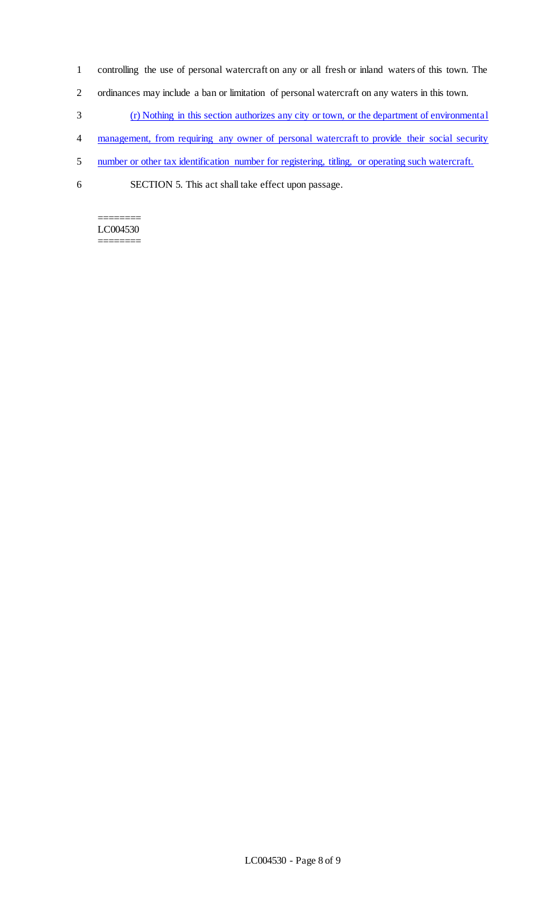controlling the use of personal watercraft on any or all fresh or inland waters of this town. The ordinances may include a ban or limitation of personal watercraft on any waters in this town.

(r) Nothing in this section authorizes any city or town, or the department of environmental management, from requiring any owner of personal watercraft to provide their social security number or other tax identification number for registering, titling, or operating such watercraft.

SECTION 5. This act shall take effect upon passage.

========
LC004530
========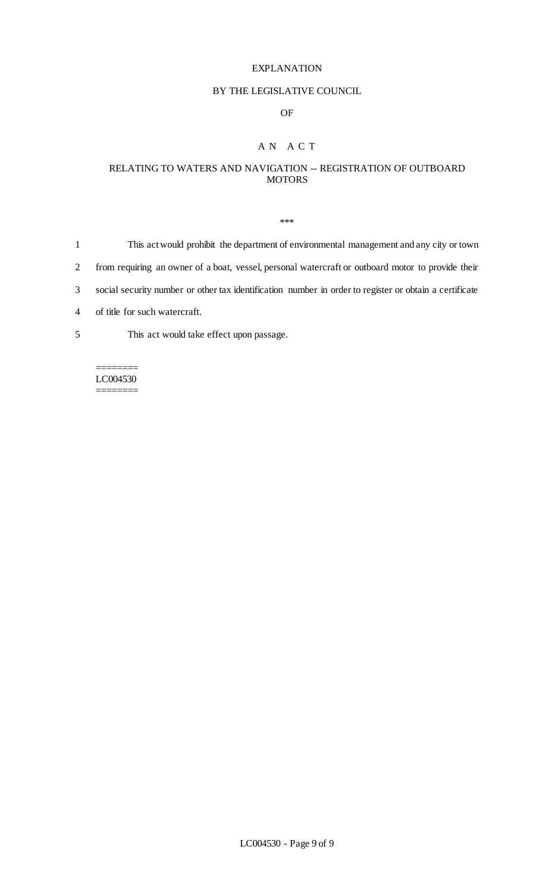EXPLANATION

BY THE LEGISLATIVE COUNCIL

OF

A N A C T

RELATING TO WATERS AND NAVIGATION -- REGISTRATION OF OUTBOARD MOTORS

***

This act would prohibit the department of environmental management and any city or town from requiring an owner of a boat, vessel, personal watercraft or outboard motor to provide their social security number or other tax identification number in order to register or obtain a certificate of title for such watercraft.

This act would take effect upon passage.

========
LC004530
========